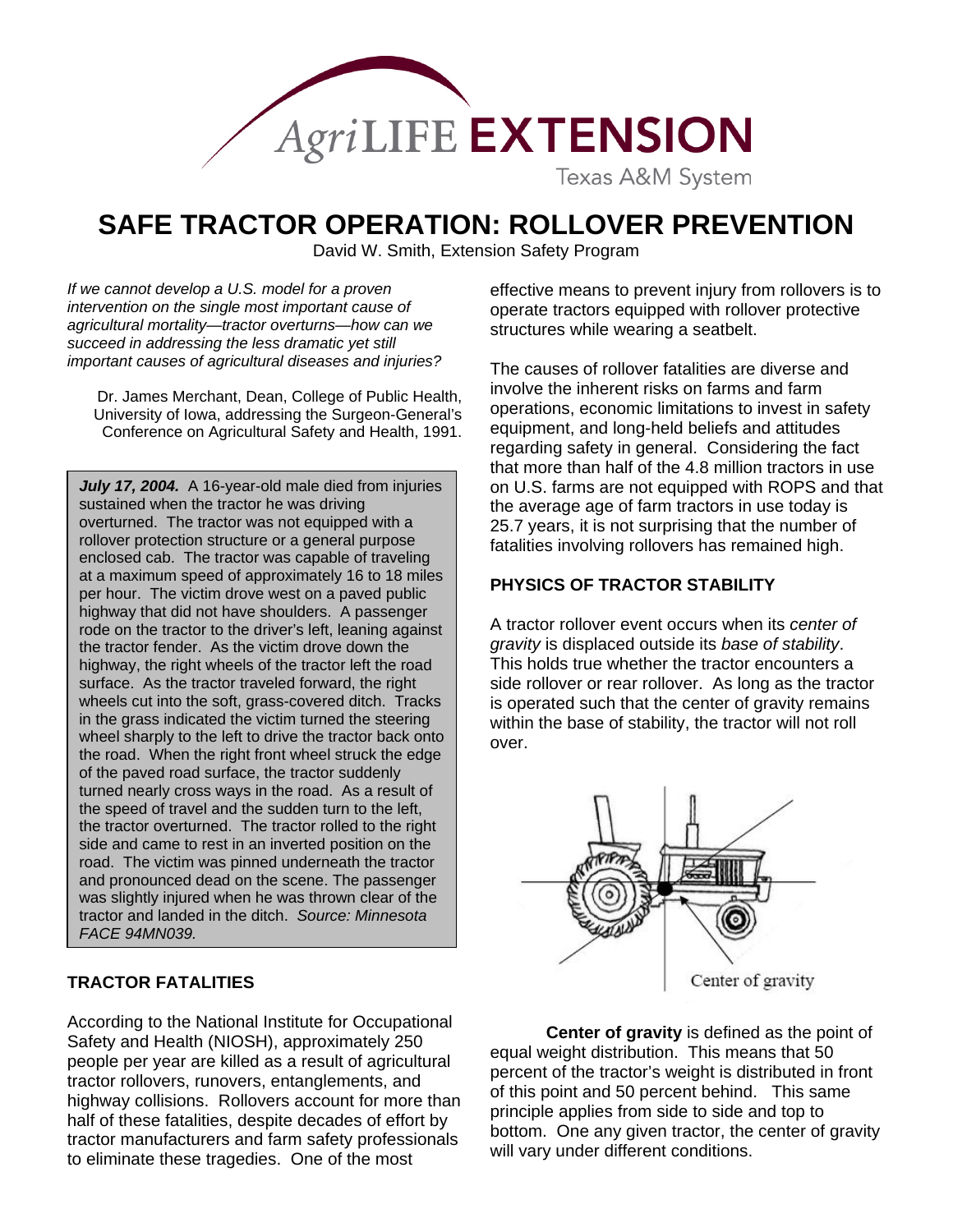AgriLIFE EXTENSION

Texas A&M System

# SAFE TRACTOR OPERATION: ROLLOVER PREVENTION

David W. Smith, Extension Safety Program

*If we cannot develop a U.S. model for a proven intervention on the single most important cause of agricultural mortality—tractor overturns—how can we succeed in addressing the less dramatic yet still important causes of agricultural diseases and injuries?*

Dr. James Merchant, Dean, College of Public Health, University of Iowa, addressing the Surgeon-General's Conference on Agricultural Safety and Health, 1991.

> ***July 17, 2004.*** A 16-year-old male died from injuries sustained when the tractor he was driving overturned. The tractor was not equipped with a rollover protection structure or a general purpose enclosed cab. The tractor was capable of traveling at a maximum speed of approximately 16 to 18 miles per hour. The victim drove west on a paved public highway that did not have shoulders. A passenger rode on the tractor to the driver's left, leaning against the tractor fender. As the victim drove down the highway, the right wheels of the tractor left the road surface. As the tractor traveled forward, the right wheels cut into the soft, grass-covered ditch. Tracks in the grass indicated the victim turned the steering wheel sharply to the left to drive the tractor back onto the road. When the right front wheel struck the edge of the paved road surface, the tractor suddenly turned nearly cross ways in the road. As a result of the speed of travel and the sudden turn to the left, the tractor overturned. The tractor rolled to the right side and came to rest in an inverted position on the road. The victim was pinned underneath the tractor and pronounced dead on the scene. The passenger was slightly injured when he was thrown clear of the tractor and landed in the ditch. *Source: Minnesota FACE 94MN039.*

## TRACTOR FATALITIES

According to the National Institute for Occupational Safety and Health (NIOSH), approximately 250 people per year are killed as a result of agricultural tractor rollovers, runovers, entanglements, and highway collisions. Rollovers account for more than half of these fatalities, despite decades of effort by tractor manufacturers and farm safety professionals to eliminate these tragedies. One of the most effective means to prevent injury from rollovers is to operate tractors equipped with rollover protective structures while wearing a seatbelt.

The causes of rollover fatalities are diverse and involve the inherent risks on farms and farm operations, economic limitations to invest in safety equipment, and long-held beliefs and attitudes regarding safety in general. Considering the fact that more than half of the 4.8 million tractors in use on U.S. farms are not equipped with ROPS and that the average age of farm tractors in use today is 25.7 years, it is not surprising that the number of fatalities involving rollovers has remained high.

## PHYSICS OF TRACTOR STABILITY

A tractor rollover event occurs when its *center of gravity* is displaced outside its *base of stability*. This holds true whether the tractor encounters a side rollover or rear rollover. As long as the tractor is operated such that the center of gravity remains within the base of stability, the tractor will not roll over.

Center of gravity

**Center of gravity** is defined as the point of equal weight distribution. This means that 50 percent of the tractor's weight is distributed in front of this point and 50 percent behind. This same principle applies from side to side and top to bottom. One any given tractor, the center of gravity will vary under different conditions.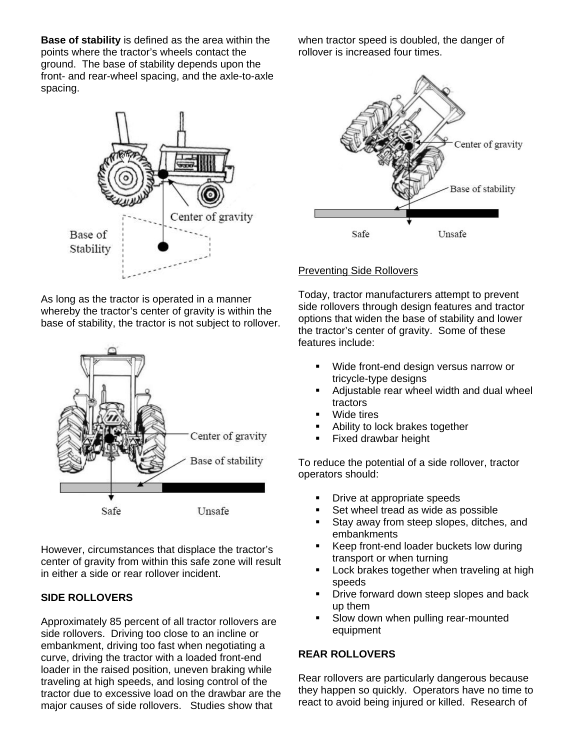**Base of stability** is defined as the area within the points where the tractor's wheels contact the ground. The base of stability depends upon the front- and rear-wheel spacing, and the axle-to-axle spacing.

As long as the tractor is operated in a manner whereby the tractor's center of gravity is within the base of stability, the tractor is not subject to rollover.

However, circumstances that displace the tractor's center of gravity from within this safe zone will result in either a side or rear rollover incident.

## SIDE ROLLOVERS

Approximately 85 percent of all tractor rollovers are side rollovers. Driving too close to an incline or embankment, driving too fast when negotiating a curve, driving the tractor with a loaded front-end loader in the raised position, uneven braking while traveling at high speeds, and losing control of the tractor due to excessive load on the drawbar are the major causes of side rollovers. Studies show that when tractor speed is doubled, the danger of rollover is increased four times.

### Preventing Side Rollovers

Today, tractor manufacturers attempt to prevent side rollovers through design features and tractor options that widen the base of stability and lower the tractor's center of gravity. Some of these features include:

- Wide front-end design versus narrow or tricycle-type designs
- Adjustable rear wheel width and dual wheel tractors
- Wide tires
- Ability to lock brakes together
- Fixed drawbar height

To reduce the potential of a side rollover, tractor operators should:

- Drive at appropriate speeds
- Set wheel tread as wide as possible
- Stay away from steep slopes, ditches, and embankments
- Keep front-end loader buckets low during transport or when turning
- Lock brakes together when traveling at high speeds
- Drive forward down steep slopes and back up them
- Slow down when pulling rear-mounted equipment

## REAR ROLLOVERS

Rear rollovers are particularly dangerous because they happen so quickly. Operators have no time to react to avoid being injured or killed. Research of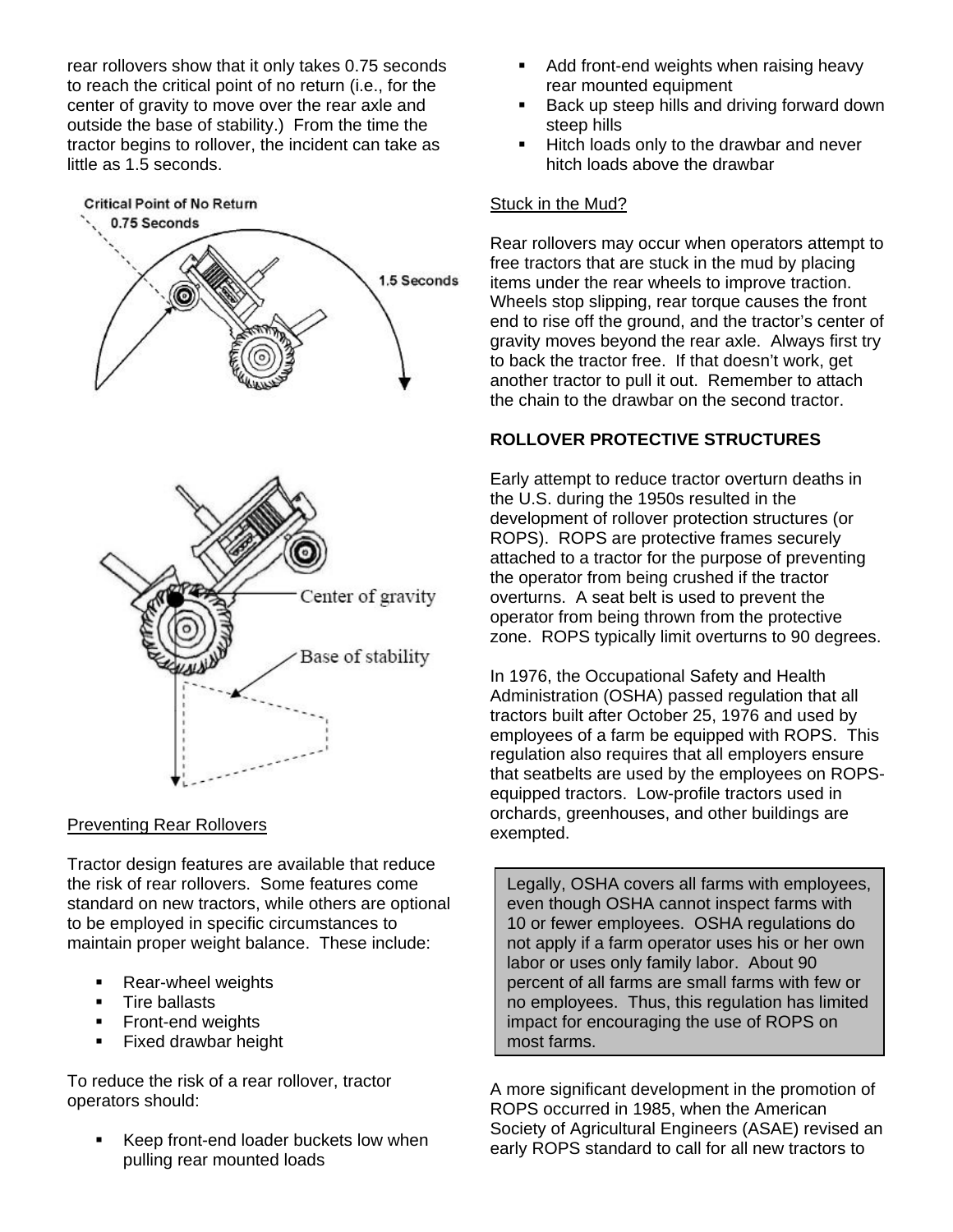rear rollovers show that it only takes 0.75 seconds to reach the critical point of no return (i.e., for the center of gravity to move over the rear axle and outside the base of stability.) From the time the tractor begins to rollover, the incident can take as little as 1.5 seconds.

Critical Point of No Return 0.75 Seconds

1.5 Seconds

Center of gravity

Base of stability

Preventing Rear Rollovers

Tractor design features are available that reduce the risk of rear rollovers. Some features come standard on new tractors, while others are optional to be employed in specific circumstances to maintain proper weight balance. These include:

- Rear-wheel weights
- Tire ballasts
- Front-end weights
- Fixed drawbar height

To reduce the risk of a rear rollover, tractor operators should:

- Keep front-end loader buckets low when pulling rear mounted loads
- Add front-end weights when raising heavy rear mounted equipment
- Back up steep hills and driving forward down steep hills
- Hitch loads only to the drawbar and never hitch loads above the drawbar

Stuck in the Mud?

Rear rollovers may occur when operators attempt to free tractors that are stuck in the mud by placing items under the rear wheels to improve traction. Wheels stop slipping, rear torque causes the front end to rise off the ground, and the tractor's center of gravity moves beyond the rear axle. Always first try to back the tractor free. If that doesn't work, get another tractor to pull it out. Remember to attach the chain to the drawbar on the second tractor.

**ROLLOVER PROTECTIVE STRUCTURES**

Early attempt to reduce tractor overturn deaths in the U.S. during the 1950s resulted in the development of rollover protection structures (or ROPS). ROPS are protective frames securely attached to a tractor for the purpose of preventing the operator from being crushed if the tractor overturns. A seat belt is used to prevent the operator from being thrown from the protective zone. ROPS typically limit overturns to 90 degrees.

In 1976, the Occupational Safety and Health Administration (OSHA) passed regulation that all tractors built after October 25, 1976 and used by employees of a farm be equipped with ROPS. This regulation also requires that all employers ensure that seatbelts are used by the employees on ROPS-equipped tractors. Low-profile tractors used in orchards, greenhouses, and other buildings are exempted.

> Legally, OSHA covers all farms with employees, even though OSHA cannot inspect farms with 10 or fewer employees. OSHA regulations do not apply if a farm operator uses his or her own labor or uses only family labor. About 90 percent of all farms are small farms with few or no employees. Thus, this regulation has limited impact for encouraging the use of ROPS on most farms.

A more significant development in the promotion of ROPS occurred in 1985, when the American Society of Agricultural Engineers (ASAE) revised an early ROPS standard to call for all new tractors to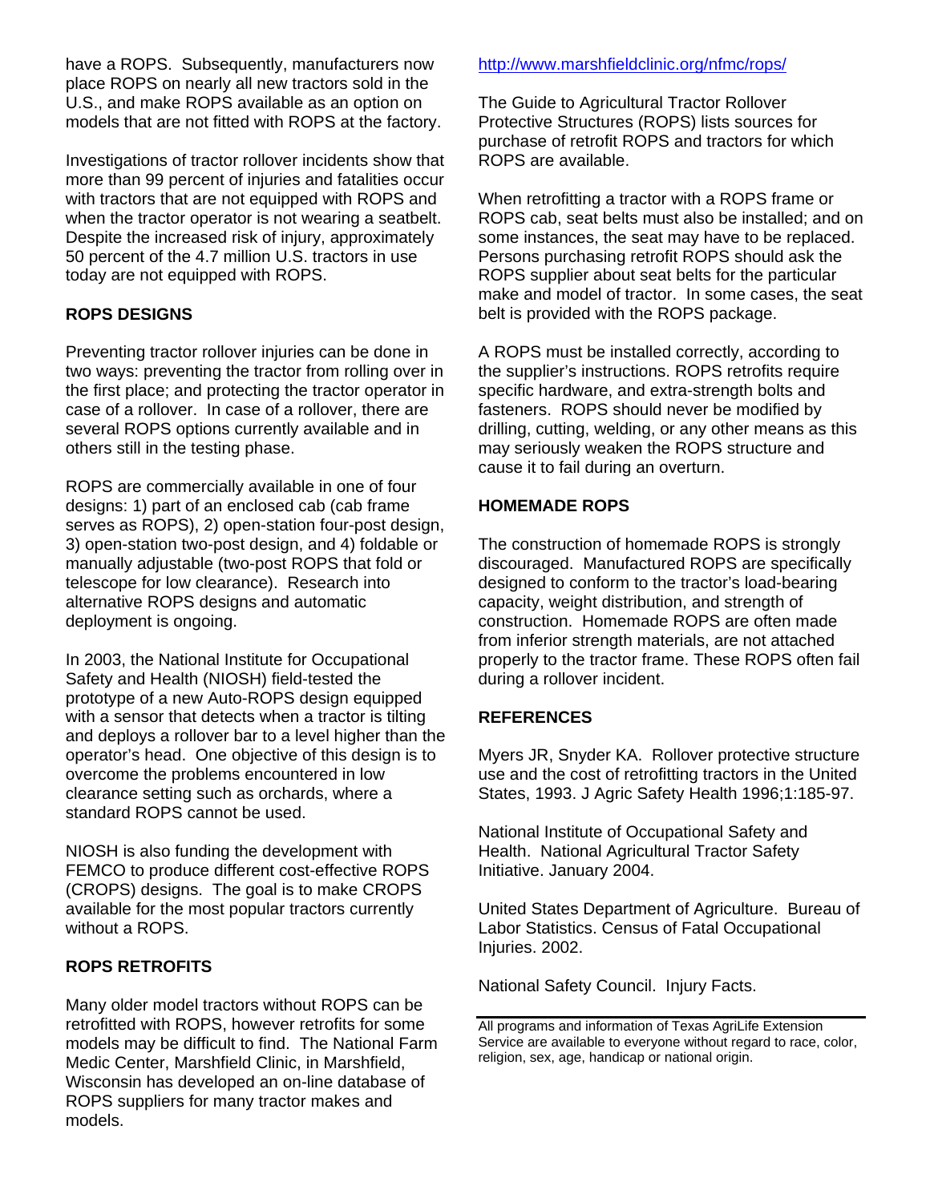have a ROPS. Subsequently, manufacturers now place ROPS on nearly all new tractors sold in the U.S., and make ROPS available as an option on models that are not fitted with ROPS at the factory.

Investigations of tractor rollover incidents show that more than 99 percent of injuries and fatalities occur with tractors that are not equipped with ROPS and when the tractor operator is not wearing a seatbelt. Despite the increased risk of injury, approximately 50 percent of the 4.7 million U.S. tractors in use today are not equipped with ROPS.

**ROPS DESIGNS**

Preventing tractor rollover injuries can be done in two ways: preventing the tractor from rolling over in the first place; and protecting the tractor operator in case of a rollover. In case of a rollover, there are several ROPS options currently available and in others still in the testing phase.

ROPS are commercially available in one of four designs: 1) part of an enclosed cab (cab frame serves as ROPS), 2) open-station four-post design, 3) open-station two-post design, and 4) foldable or manually adjustable (two-post ROPS that fold or telescope for low clearance). Research into alternative ROPS designs and automatic deployment is ongoing.

In 2003, the National Institute for Occupational Safety and Health (NIOSH) field-tested the prototype of a new Auto-ROPS design equipped with a sensor that detects when a tractor is tilting and deploys a rollover bar to a level higher than the operator's head. One objective of this design is to overcome the problems encountered in low clearance setting such as orchards, where a standard ROPS cannot be used.

NIOSH is also funding the development with FEMCO to produce different cost-effective ROPS (CROPS) designs. The goal is to make CROPS available for the most popular tractors currently without a ROPS.

**ROPS RETROFITS**

Many older model tractors without ROPS can be retrofitted with ROPS, however retrofits for some models may be difficult to find. The National Farm Medic Center, Marshfield Clinic, in Marshfield, Wisconsin has developed an on-line database of ROPS suppliers for many tractor makes and models.

http://www.marshfieldclinic.org/nfmc/rops/

The Guide to Agricultural Tractor Rollover Protective Structures (ROPS) lists sources for purchase of retrofit ROPS and tractors for which ROPS are available.

When retrofitting a tractor with a ROPS frame or ROPS cab, seat belts must also be installed; and on some instances, the seat may have to be replaced. Persons purchasing retrofit ROPS should ask the ROPS supplier about seat belts for the particular make and model of tractor. In some cases, the seat belt is provided with the ROPS package.

A ROPS must be installed correctly, according to the supplier's instructions. ROPS retrofits require specific hardware, and extra-strength bolts and fasteners. ROPS should never be modified by drilling, cutting, welding, or any other means as this may seriously weaken the ROPS structure and cause it to fail during an overturn.

**HOMEMADE ROPS**

The construction of homemade ROPS is strongly discouraged. Manufactured ROPS are specifically designed to conform to the tractor's load-bearing capacity, weight distribution, and strength of construction. Homemade ROPS are often made from inferior strength materials, are not attached properly to the tractor frame. These ROPS often fail during a rollover incident.

**REFERENCES**

Myers JR, Snyder KA. Rollover protective structure use and the cost of retrofitting tractors in the United States, 1993. J Agric Safety Health 1996;1:185-97.

National Institute of Occupational Safety and Health. National Agricultural Tractor Safety Initiative. January 2004.

United States Department of Agriculture. Bureau of Labor Statistics. Census of Fatal Occupational Injuries. 2002.

National Safety Council. Injury Facts.

---

All programs and information of Texas AgriLife Extension Service are available to everyone without regard to race, color, religion, sex, age, handicap or national origin.